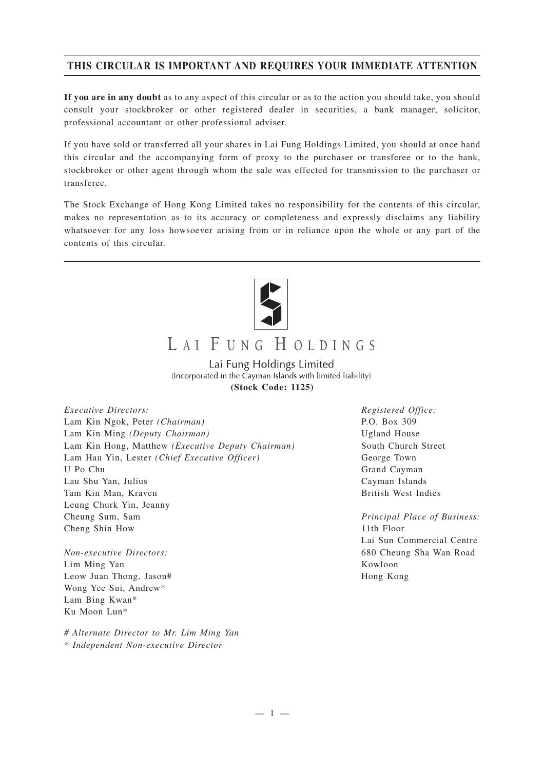**THIS CIRCULAR IS IMPORTANT AND REQUIRES YOUR IMMEDIATE ATTENTION**

**If you are in any doubt** as to any aspect of this circular or as to the action you should take, you should consult your stockbroker or other registered dealer in securities, a bank manager, solicitor, professional accountant or other professional adviser.

If you have sold or transferred all your shares in Lai Fung Holdings Limited, you should at once hand this circular and the accompanying form of proxy to the purchaser or transferee or to the bank, stockbroker or other agent through whom the sale was effected for transmission to the purchaser or transferee.

The Stock Exchange of Hong Kong Limited takes no responsibility for the contents of this circular, makes no representation as to its accuracy or completeness and expressly disclaims any liability whatsoever for any loss howsoever arising from or in reliance upon the whole or any part of the contents of this circular.

# LAI FUNG HOLDINGS

Lai Fung Holdings Limited
(Incorporated in the Cayman Islands with limited liability)
**(Stock Code: 1125)**

*Executive Directors:*
Lam Kin Ngok, Peter *(Chairman)*
Lam Kin Ming *(Deputy Chairman)*
Lam Kin Hong, Matthew *(Executive Deputy Chairman)*
Lam Hau Yin, Lester *(Chief Executive Officer)*
U Po Chu
Lau Shu Yan, Julius
Tam Kin Man, Kraven
Leung Churk Yin, Jeanny
Cheung Sum, Sam
Cheng Shin How

*Non-executive Directors:*
Lim Ming Yan
Leow Juan Thong, Jason#
Wong Yee Sui, Andrew*
Lam Bing Kwan*
Ku Moon Lun*

*# Alternate Director to Mr. Lim Ming Yan*
*\* Independent Non-executive Director*

*Registered Office:*
P.O. Box 309
Ugland House
South Church Street
George Town
Grand Cayman
Cayman Islands
British West Indies

*Principal Place of Business:*
11th Floor
Lai Sun Commercial Centre
680 Cheung Sha Wan Road
Kowloon
Hong Kong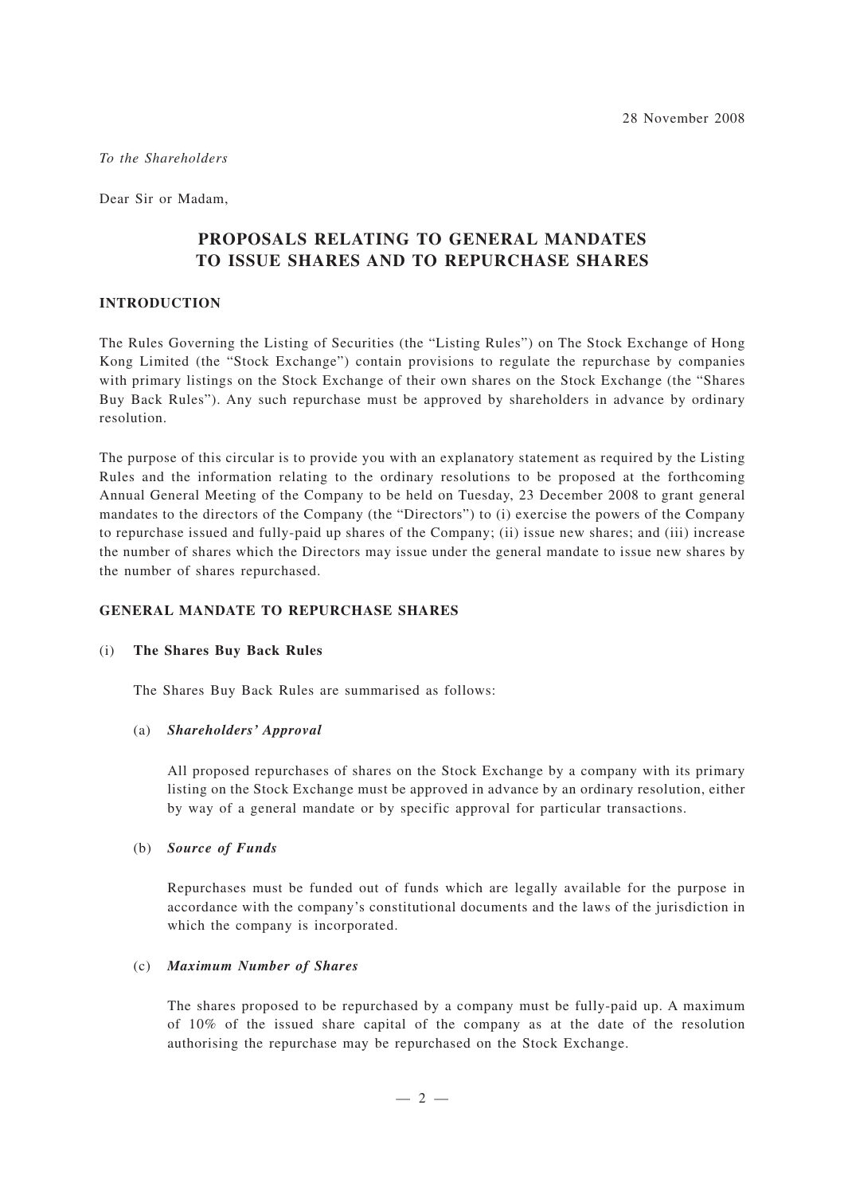28 November 2008

*To the Shareholders*

Dear Sir or Madam,

## PROPOSALS RELATING TO GENERAL MANDATES TO ISSUE SHARES AND TO REPURCHASE SHARES

### INTRODUCTION

The Rules Governing the Listing of Securities (the "Listing Rules") on The Stock Exchange of Hong Kong Limited (the "Stock Exchange") contain provisions to regulate the repurchase by companies with primary listings on the Stock Exchange of their own shares on the Stock Exchange (the "Shares Buy Back Rules"). Any such repurchase must be approved by shareholders in advance by ordinary resolution.

The purpose of this circular is to provide you with an explanatory statement as required by the Listing Rules and the information relating to the ordinary resolutions to be proposed at the forthcoming Annual General Meeting of the Company to be held on Tuesday, 23 December 2008 to grant general mandates to the directors of the Company (the "Directors") to (i) exercise the powers of the Company to repurchase issued and fully-paid up shares of the Company; (ii) issue new shares; and (iii) increase the number of shares which the Directors may issue under the general mandate to issue new shares by the number of shares repurchased.

### GENERAL MANDATE TO REPURCHASE SHARES

(i) **The Shares Buy Back Rules**

The Shares Buy Back Rules are summarised as follows:

(a) ***Shareholders' Approval***

All proposed repurchases of shares on the Stock Exchange by a company with its primary listing on the Stock Exchange must be approved in advance by an ordinary resolution, either by way of a general mandate or by specific approval for particular transactions.

(b) ***Source of Funds***

Repurchases must be funded out of funds which are legally available for the purpose in accordance with the company's constitutional documents and the laws of the jurisdiction in which the company is incorporated.

(c) ***Maximum Number of Shares***

The shares proposed to be repurchased by a company must be fully-paid up. A maximum of 10% of the issued share capital of the company as at the date of the resolution authorising the repurchase may be repurchased on the Stock Exchange.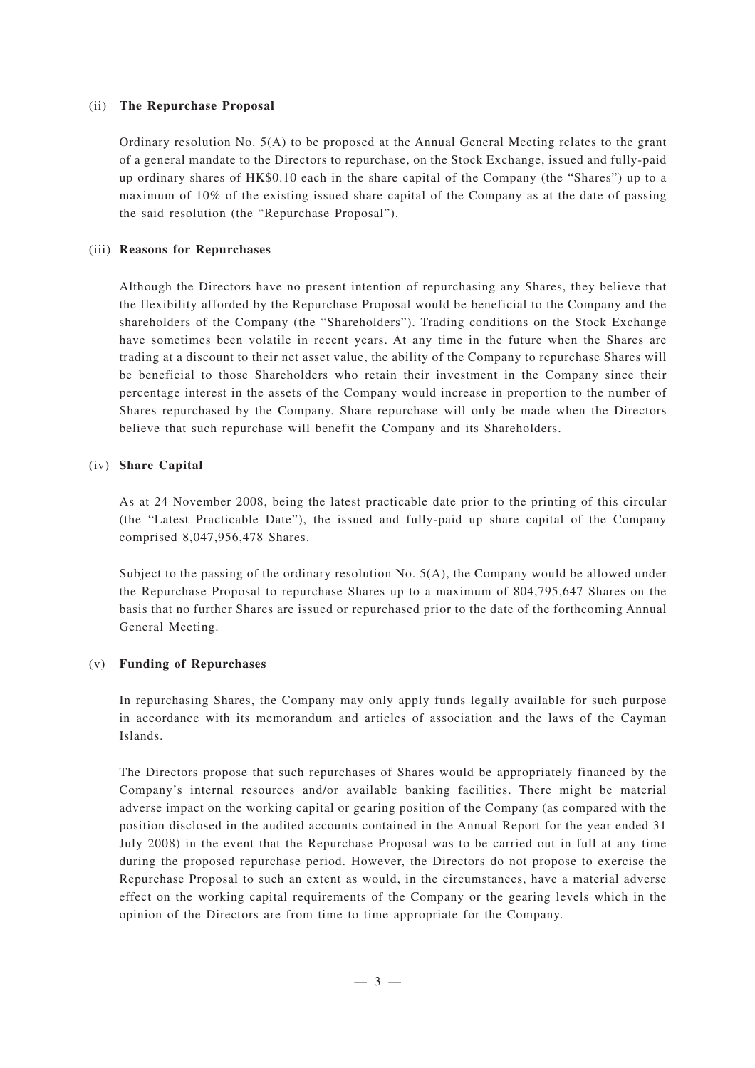(ii) **The Repurchase Proposal**

Ordinary resolution No. 5(A) to be proposed at the Annual General Meeting relates to the grant of a general mandate to the Directors to repurchase, on the Stock Exchange, issued and fully-paid up ordinary shares of HK$0.10 each in the share capital of the Company (the "Shares") up to a maximum of 10% of the existing issued share capital of the Company as at the date of passing the said resolution (the "Repurchase Proposal").

(iii) **Reasons for Repurchases**

Although the Directors have no present intention of repurchasing any Shares, they believe that the flexibility afforded by the Repurchase Proposal would be beneficial to the Company and the shareholders of the Company (the "Shareholders"). Trading conditions on the Stock Exchange have sometimes been volatile in recent years. At any time in the future when the Shares are trading at a discount to their net asset value, the ability of the Company to repurchase Shares will be beneficial to those Shareholders who retain their investment in the Company since their percentage interest in the assets of the Company would increase in proportion to the number of Shares repurchased by the Company. Share repurchase will only be made when the Directors believe that such repurchase will benefit the Company and its Shareholders.

(iv) **Share Capital**

As at 24 November 2008, being the latest practicable date prior to the printing of this circular (the "Latest Practicable Date"), the issued and fully-paid up share capital of the Company comprised 8,047,956,478 Shares.

Subject to the passing of the ordinary resolution No. 5(A), the Company would be allowed under the Repurchase Proposal to repurchase Shares up to a maximum of 804,795,647 Shares on the basis that no further Shares are issued or repurchased prior to the date of the forthcoming Annual General Meeting.

(v) **Funding of Repurchases**

In repurchasing Shares, the Company may only apply funds legally available for such purpose in accordance with its memorandum and articles of association and the laws of the Cayman Islands.

The Directors propose that such repurchases of Shares would be appropriately financed by the Company's internal resources and/or available banking facilities. There might be material adverse impact on the working capital or gearing position of the Company (as compared with the position disclosed in the audited accounts contained in the Annual Report for the year ended 31 July 2008) in the event that the Repurchase Proposal was to be carried out in full at any time during the proposed repurchase period. However, the Directors do not propose to exercise the Repurchase Proposal to such an extent as would, in the circumstances, have a material adverse effect on the working capital requirements of the Company or the gearing levels which in the opinion of the Directors are from time to time appropriate for the Company.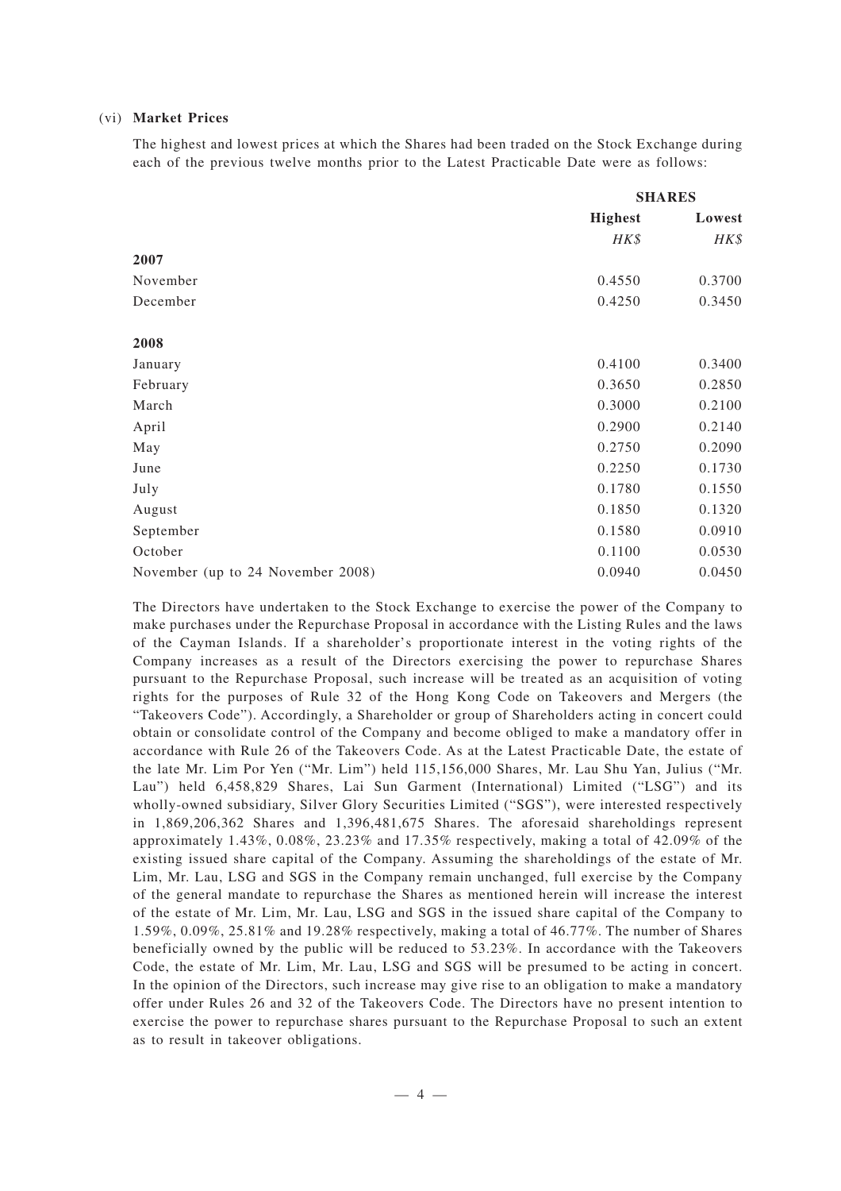(vi) **Market Prices**

The highest and lowest prices at which the Shares had been traded on the Stock Exchange during each of the previous twelve months prior to the Latest Practicable Date were as follows:

| | **SHARES** | |
|---|---|---|
| | **Highest** | **Lowest** |
| | *HK$* | *HK$* |
| **2007** | | |
| November | 0.4550 | 0.3700 |
| December | 0.4250 | 0.3450 |
| **2008** | | |
| January | 0.4100 | 0.3400 |
| February | 0.3650 | 0.2850 |
| March | 0.3000 | 0.2100 |
| April | 0.2900 | 0.2140 |
| May | 0.2750 | 0.2090 |
| June | 0.2250 | 0.1730 |
| July | 0.1780 | 0.1550 |
| August | 0.1850 | 0.1320 |
| September | 0.1580 | 0.0910 |
| October | 0.1100 | 0.0530 |
| November (up to 24 November 2008) | 0.0940 | 0.0450 |

The Directors have undertaken to the Stock Exchange to exercise the power of the Company to make purchases under the Repurchase Proposal in accordance with the Listing Rules and the laws of the Cayman Islands. If a shareholder's proportionate interest in the voting rights of the Company increases as a result of the Directors exercising the power to repurchase Shares pursuant to the Repurchase Proposal, such increase will be treated as an acquisition of voting rights for the purposes of Rule 32 of the Hong Kong Code on Takeovers and Mergers (the "Takeovers Code"). Accordingly, a Shareholder or group of Shareholders acting in concert could obtain or consolidate control of the Company and become obliged to make a mandatory offer in accordance with Rule 26 of the Takeovers Code. As at the Latest Practicable Date, the estate of the late Mr. Lim Por Yen ("Mr. Lim") held 115,156,000 Shares, Mr. Lau Shu Yan, Julius ("Mr. Lau") held 6,458,829 Shares, Lai Sun Garment (International) Limited ("LSG") and its wholly-owned subsidiary, Silver Glory Securities Limited ("SGS"), were interested respectively in 1,869,206,362 Shares and 1,396,481,675 Shares. The aforesaid shareholdings represent approximately 1.43%, 0.08%, 23.23% and 17.35% respectively, making a total of 42.09% of the existing issued share capital of the Company. Assuming the shareholdings of the estate of Mr. Lim, Mr. Lau, LSG and SGS in the Company remain unchanged, full exercise by the Company of the general mandate to repurchase the Shares as mentioned herein will increase the interest of the estate of Mr. Lim, Mr. Lau, LSG and SGS in the issued share capital of the Company to 1.59%, 0.09%, 25.81% and 19.28% respectively, making a total of 46.77%. The number of Shares beneficially owned by the public will be reduced to 53.23%. In accordance with the Takeovers Code, the estate of Mr. Lim, Mr. Lau, LSG and SGS will be presumed to be acting in concert. In the opinion of the Directors, such increase may give rise to an obligation to make a mandatory offer under Rules 26 and 32 of the Takeovers Code. The Directors have no present intention to exercise the power to repurchase shares pursuant to the Repurchase Proposal to such an extent as to result in takeover obligations.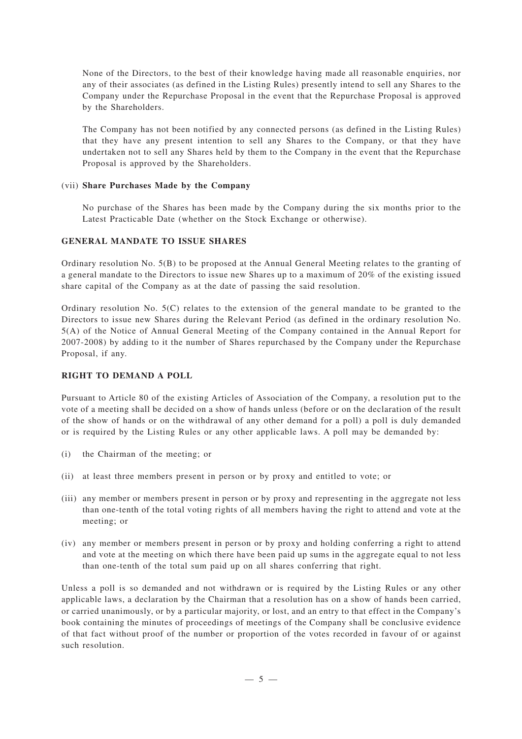None of the Directors, to the best of their knowledge having made all reasonable enquiries, nor any of their associates (as defined in the Listing Rules) presently intend to sell any Shares to the Company under the Repurchase Proposal in the event that the Repurchase Proposal is approved by the Shareholders.

The Company has not been notified by any connected persons (as defined in the Listing Rules) that they have any present intention to sell any Shares to the Company, or that they have undertaken not to sell any Shares held by them to the Company in the event that the Repurchase Proposal is approved by the Shareholders.

(vii) **Share Purchases Made by the Company**

No purchase of the Shares has been made by the Company during the six months prior to the Latest Practicable Date (whether on the Stock Exchange or otherwise).

## GENERAL MANDATE TO ISSUE SHARES

Ordinary resolution No. 5(B) to be proposed at the Annual General Meeting relates to the granting of a general mandate to the Directors to issue new Shares up to a maximum of 20% of the existing issued share capital of the Company as at the date of passing the said resolution.

Ordinary resolution No. 5(C) relates to the extension of the general mandate to be granted to the Directors to issue new Shares during the Relevant Period (as defined in the ordinary resolution No. 5(A) of the Notice of Annual General Meeting of the Company contained in the Annual Report for 2007-2008) by adding to it the number of Shares repurchased by the Company under the Repurchase Proposal, if any.

## RIGHT TO DEMAND A POLL

Pursuant to Article 80 of the existing Articles of Association of the Company, a resolution put to the vote of a meeting shall be decided on a show of hands unless (before or on the declaration of the result of the show of hands or on the withdrawal of any other demand for a poll) a poll is duly demanded or is required by the Listing Rules or any other applicable laws. A poll may be demanded by:

(i) the Chairman of the meeting; or

(ii) at least three members present in person or by proxy and entitled to vote; or

(iii) any member or members present in person or by proxy and representing in the aggregate not less than one-tenth of the total voting rights of all members having the right to attend and vote at the meeting; or

(iv) any member or members present in person or by proxy and holding conferring a right to attend and vote at the meeting on which there have been paid up sums in the aggregate equal to not less than one-tenth of the total sum paid up on all shares conferring that right.

Unless a poll is so demanded and not withdrawn or is required by the Listing Rules or any other applicable laws, a declaration by the Chairman that a resolution has on a show of hands been carried, or carried unanimously, or by a particular majority, or lost, and an entry to that effect in the Company's book containing the minutes of proceedings of meetings of the Company shall be conclusive evidence of that fact without proof of the number or proportion of the votes recorded in favour of or against such resolution.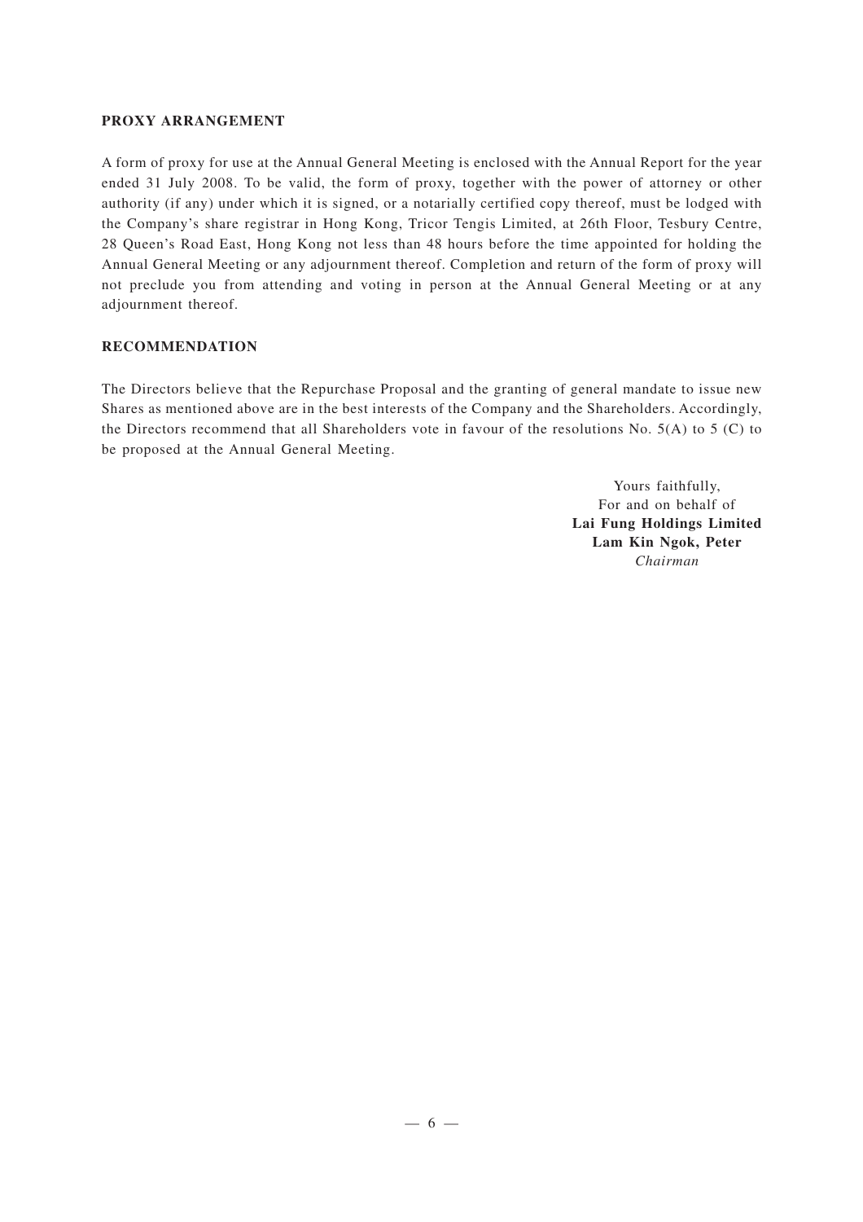**PROXY ARRANGEMENT**

A form of proxy for use at the Annual General Meeting is enclosed with the Annual Report for the year ended 31 July 2008. To be valid, the form of proxy, together with the power of attorney or other authority (if any) under which it is signed, or a notarially certified copy thereof, must be lodged with the Company's share registrar in Hong Kong, Tricor Tengis Limited, at 26th Floor, Tesbury Centre, 28 Queen's Road East, Hong Kong not less than 48 hours before the time appointed for holding the Annual General Meeting or any adjournment thereof. Completion and return of the form of proxy will not preclude you from attending and voting in person at the Annual General Meeting or at any adjournment thereof.

**RECOMMENDATION**

The Directors believe that the Repurchase Proposal and the granting of general mandate to issue new Shares as mentioned above are in the best interests of the Company and the Shareholders. Accordingly, the Directors recommend that all Shareholders vote in favour of the resolutions No. 5(A) to 5 (C) to be proposed at the Annual General Meeting.

Yours faithfully,
For and on behalf of
**Lai Fung Holdings Limited**
**Lam Kin Ngok, Peter**
*Chairman*